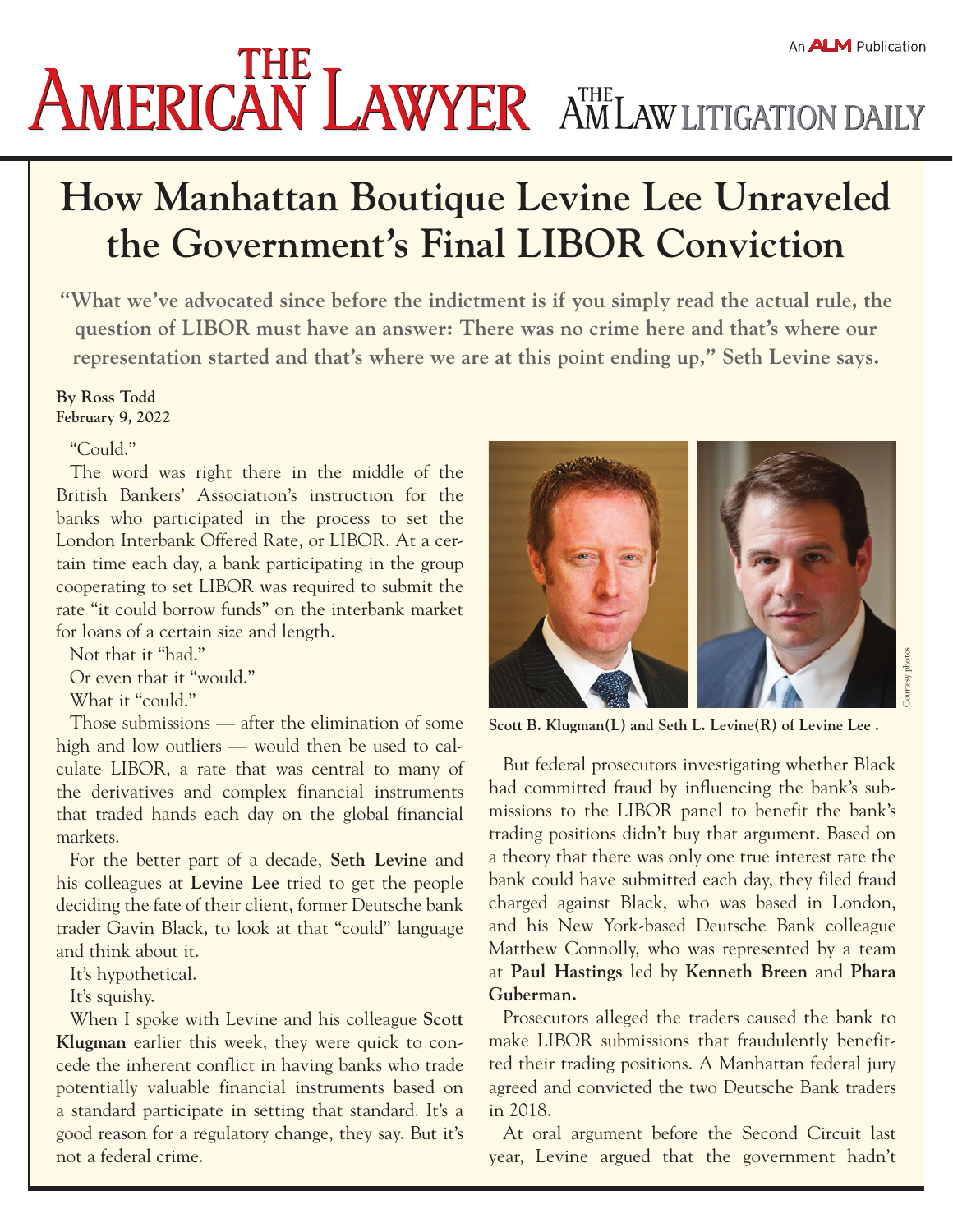# How Manhattan Boutique Levine Lee Unraveled the Government's Final LIBOR Conviction

**"What we've advocated since before the indictment is if you simply read the actual rule, the question of LIBOR must have an answer: There was no crime here and that's where our representation started and that's where we are at this point ending up," Seth Levine says.**

**By Ross Todd**
**February 9, 2022**

"Could."

The word was right there in the middle of the British Bankers' Association's instruction for the banks who participated in the process to set the London Interbank Offered Rate, or LIBOR. At a certain time each day, a bank participating in the group cooperating to set LIBOR was required to submit the rate "it could borrow funds" on the interbank market for loans of a certain size and length.

Not that it "had."

Or even that it "would."

What it "could."

Those submissions — after the elimination of some high and low outliers — would then be used to calculate LIBOR, a rate that was central to many of the derivatives and complex financial instruments that traded hands each day on the global financial markets.

For the better part of a decade, **Seth Levine** and his colleagues at **Levine Lee** tried to get the people deciding the fate of their client, former Deutsche bank trader Gavin Black, to look at that "could" language and think about it.

It's hypothetical.

It's squishy.

When I spoke with Levine and his colleague **Scott Klugman** earlier this week, they were quick to concede the inherent conflict in having banks who trade potentially valuable financial instruments based on a standard participate in setting that standard. It's a good reason for a regulatory change, they say. But it's not a federal crime.

Scott B. Klugman(L) and Seth L. Levine(R) of Levine Lee .

But federal prosecutors investigating whether Black had committed fraud by influencing the bank's submissions to the LIBOR panel to benefit the bank's trading positions didn't buy that argument. Based on a theory that there was only one true interest rate the bank could have submitted each day, they filed fraud charged against Black, who was based in London, and his New York-based Deutsche Bank colleague Matthew Connolly, who was represented by a team at **Paul Hastings** led by **Kenneth Breen** and **Phara Guberman.**

Prosecutors alleged the traders caused the bank to make LIBOR submissions that fraudulently benefitted their trading positions. A Manhattan federal jury agreed and convicted the two Deutsche Bank traders in 2018.

At oral argument before the Second Circuit last year, Levine argued that the government hadn't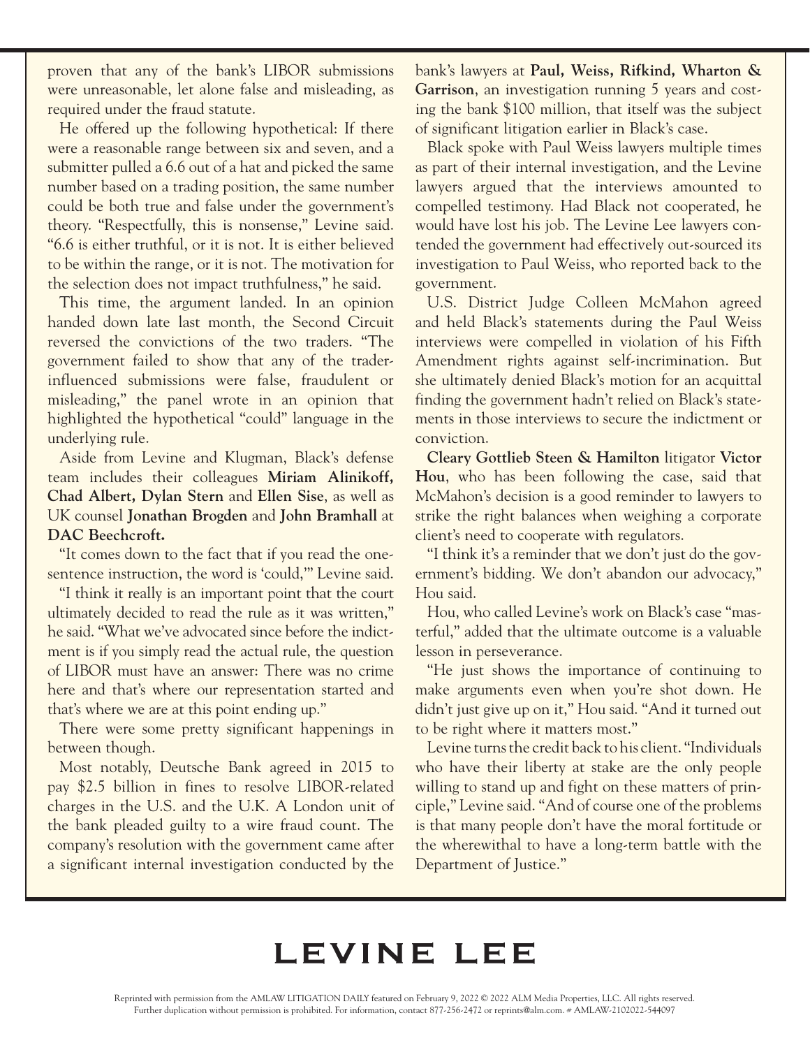proven that any of the bank's LIBOR submissions were unreasonable, let alone false and misleading, as required under the fraud statute.

He offered up the following hypothetical: If there were a reasonable range between six and seven, and a submitter pulled a 6.6 out of a hat and picked the same number based on a trading position, the same number could be both true and false under the government's theory. "Respectfully, this is nonsense," Levine said. "6.6 is either truthful, or it is not. It is either believed to be within the range, or it is not. The motivation for the selection does not impact truthfulness," he said.

This time, the argument landed. In an opinion handed down late last month, the Second Circuit reversed the convictions of the two traders. "The government failed to show that any of the trader-influenced submissions were false, fraudulent or misleading," the panel wrote in an opinion that highlighted the hypothetical "could" language in the underlying rule.

Aside from Levine and Klugman, Black's defense team includes their colleagues **Miriam Alinikoff, Chad Albert, Dylan Stern** and **Ellen Sise**, as well as UK counsel **Jonathan Brogden** and **John Bramhall** at **DAC Beechcroft.**

"It comes down to the fact that if you read the one-sentence instruction, the word is 'could,'" Levine said.

"I think it really is an important point that the court ultimately decided to read the rule as it was written," he said. "What we've advocated since before the indictment is if you simply read the actual rule, the question of LIBOR must have an answer: There was no crime here and that's where our representation started and that's where we are at this point ending up."

There were some pretty significant happenings in between though.

Most notably, Deutsche Bank agreed in 2015 to pay $2.5 billion in fines to resolve LIBOR-related charges in the U.S. and the U.K. A London unit of the bank pleaded guilty to a wire fraud count. The company's resolution with the government came after a significant internal investigation conducted by the bank's lawyers at **Paul, Weiss, Rifkind, Wharton & Garrison**, an investigation running 5 years and costing the bank $100 million, that itself was the subject of significant litigation earlier in Black's case.

Black spoke with Paul Weiss lawyers multiple times as part of their internal investigation, and the Levine lawyers argued that the interviews amounted to compelled testimony. Had Black not cooperated, he would have lost his job. The Levine Lee lawyers contended the government had effectively out-sourced its investigation to Paul Weiss, who reported back to the government.

U.S. District Judge Colleen McMahon agreed and held Black's statements during the Paul Weiss interviews were compelled in violation of his Fifth Amendment rights against self-incrimination. But she ultimately denied Black's motion for an acquittal finding the government hadn't relied on Black's statements in those interviews to secure the indictment or conviction.

**Cleary Gottlieb Steen & Hamilton** litigator **Victor Hou**, who has been following the case, said that McMahon's decision is a good reminder to lawyers to strike the right balances when weighing a corporate client's need to cooperate with regulators.

"I think it's a reminder that we don't just do the government's bidding. We don't abandon our advocacy," Hou said.

Hou, who called Levine's work on Black's case "masterful," added that the ultimate outcome is a valuable lesson in perseverance.

"He just shows the importance of continuing to make arguments even when you're shot down. He didn't just give up on it," Hou said. "And it turned out to be right where it matters most."

Levine turns the credit back to his client. "Individuals who have their liberty at stake are the only people willing to stand up and fight on these matters of principle," Levine said. "And of course one of the problems is that many people don't have the moral fortitude or the wherewithal to have a long-term battle with the Department of Justice."

LEVINE LEE

Reprinted with permission from the AMLAW LITIGATION DAILY featured on February 9, 2022 © 2022 ALM Media Properties, LLC. All rights reserved.
Further duplication without permission is prohibited. For information, contact 877-256-2472 or reprints@alm.com. # AMLAW-2102022-544097